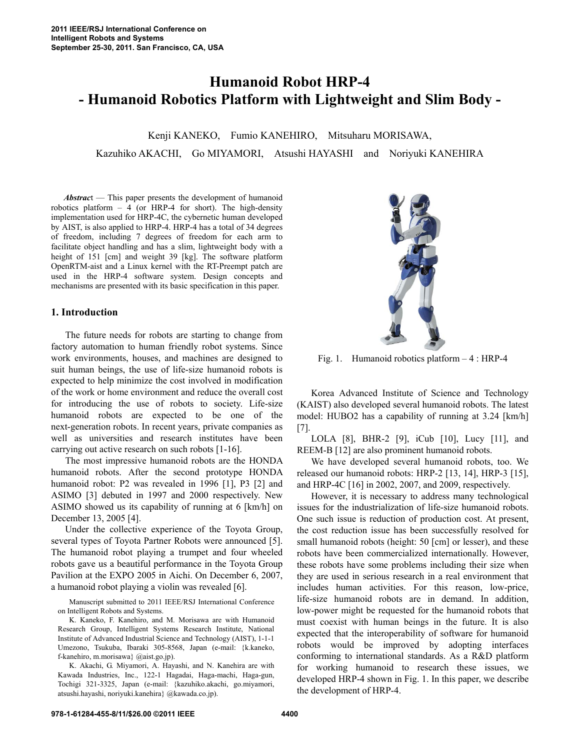# Humanoid Robot HRP-4
# - Humanoid Robotics Platform with Lightweight and Slim Body -

Kenji KANEKO, Fumio KANEHIRO, Mitsuharu MORISAWA,
Kazuhiko AKACHI, Go MIYAMORI, Atsushi HAYASHI and Noriyuki KANEHIRA

***Abstract*** — This paper presents the development of humanoid robotics platform – 4 (or HRP-4 for short). The high-density implementation used for HRP-4C, the cybernetic human developed by AIST, is also applied to HRP-4. HRP-4 has a total of 34 degrees of freedom, including 7 degrees of freedom for each arm to facilitate object handling and has a slim, lightweight body with a height of 151 [cm] and weight 39 [kg]. The software platform OpenRTM-aist and a Linux kernel with the RT-Preempt patch are used in the HRP-4 software system. Design concepts and mechanisms are presented with its basic specification in this paper.

## 1. Introduction

The future needs for robots are starting to change from factory automation to human friendly robot systems. Since work environments, houses, and machines are designed to suit human beings, the use of life-size humanoid robots is expected to help minimize the cost involved in modification of the work or home environment and reduce the overall cost for introducing the use of robots to society. Life-size humanoid robots are expected to be one of the next-generation robots. In recent years, private companies as well as universities and research institutes have been carrying out active research on such robots [1-16].

The most impressive humanoid robots are the HONDA humanoid robots. After the second prototype HONDA humanoid robot: P2 was revealed in 1996 [1], P3 [2] and ASIMO [3] debuted in 1997 and 2000 respectively. New ASIMO showed us its capability of running at 6 [km/h] on December 13, 2005 [4].

Under the collective experience of the Toyota Group, several types of Toyota Partner Robots were announced [5]. The humanoid robot playing a trumpet and four wheeled robots gave us a beautiful performance in the Toyota Group Pavilion at the EXPO 2005 in Aichi. On December 6, 2007, a humanoid robot playing a violin was revealed [6].

Manuscript submitted to 2011 IEEE/RSJ International Conference on Intelligent Robots and Systems.

K. Kaneko, F. Kanehiro, and M. Morisawa are with Humanoid Research Group, Intelligent Systems Research Institute, National Institute of Advanced Industrial Science and Technology (AIST), 1-1-1 Umezono, Tsukuba, Ibaraki 305-8568, Japan (e-mail: {k.kaneko, f-kanehiro, m.morisawa} @aist.go.jp).

K. Akachi, G. Miyamori, A. Hayashi, and N. Kanehira are with Kawada Industries, Inc., 122-1 Hagadai, Haga-machi, Haga-gun, Tochigi 321-3325, Japan (e-mail: {kazuhiko.akachi, go.miyamori, atsushi.hayashi, noriyuki.kanehira} @kawada.co.jp).

Fig. 1. Humanoid robotics platform – 4 : HRP-4

Korea Advanced Institute of Science and Technology (KAIST) also developed several humanoid robots. The latest model: HUBO2 has a capability of running at 3.24 [km/h] [7].

LOLA [8], BHR-2 [9], iCub [10], Lucy [11], and REEM-B [12] are also prominent humanoid robots.

We have developed several humanoid robots, too. We released our humanoid robots: HRP-2 [13, 14], HRP-3 [15], and HRP-4C [16] in 2002, 2007, and 2009, respectively.

However, it is necessary to address many technological issues for the industrialization of life-size humanoid robots. One such issue is reduction of production cost. At present, the cost reduction issue has been successfully resolved for small humanoid robots (height: 50 [cm] or lesser), and these robots have been commercialized internationally. However, these robots have some problems including their size when they are used in serious research in a real environment that includes human activities. For this reason, low-price, life-size humanoid robots are in demand. In addition, low-power might be requested for the humanoid robots that must coexist with human beings in the future. It is also expected that the interoperability of software for humanoid robots would be improved by adopting interfaces conforming to international standards. As a R&D platform for working humanoid to research these issues, we developed HRP-4 shown in Fig. 1. In this paper, we describe the development of HRP-4.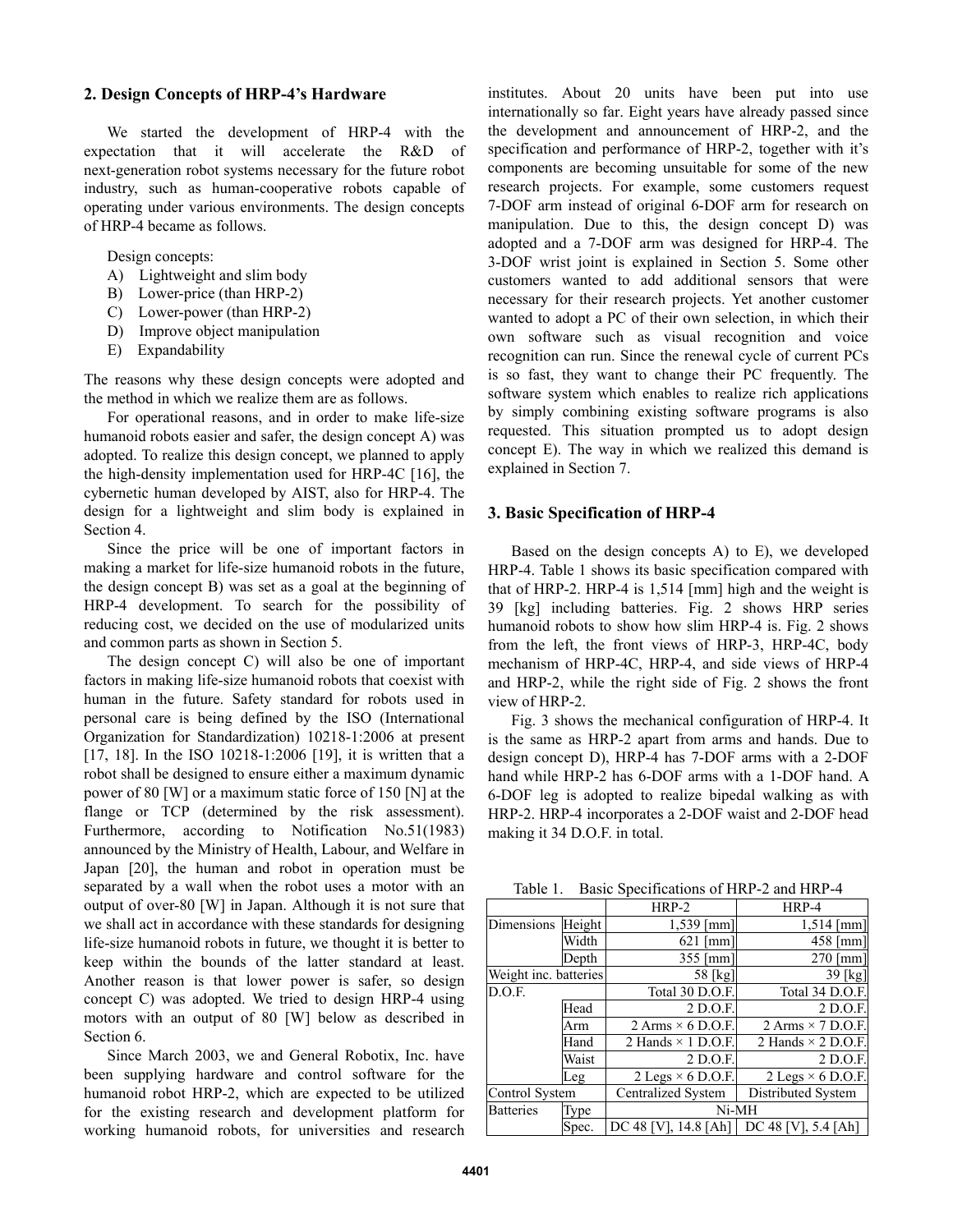## 2. Design Concepts of HRP-4's Hardware

We started the development of HRP-4 with the expectation that it will accelerate the R&D of next-generation robot systems necessary for the future robot industry, such as human-cooperative robots capable of operating under various environments. The design concepts of HRP-4 became as follows.

Design concepts:

A) Lightweight and slim body
B) Lower-price (than HRP-2)
C) Lower-power (than HRP-2)
D) Improve object manipulation
E) Expandability

The reasons why these design concepts were adopted and the method in which we realize them are as follows.

For operational reasons, and in order to make life-size humanoid robots easier and safer, the design concept A) was adopted. To realize this design concept, we planned to apply the high-density implementation used for HRP-4C [16], the cybernetic human developed by AIST, also for HRP-4. The design for a lightweight and slim body is explained in Section 4.

Since the price will be one of important factors in making a market for life-size humanoid robots in the future, the design concept B) was set as a goal at the beginning of HRP-4 development. To search for the possibility of reducing cost, we decided on the use of modularized units and common parts as shown in Section 5.

The design concept C) will also be one of important factors in making life-size humanoid robots that coexist with human in the future. Safety standard for robots used in personal care is being defined by the ISO (International Organization for Standardization) 10218-1:2006 at present [17, 18]. In the ISO 10218-1:2006 [19], it is written that a robot shall be designed to ensure either a maximum dynamic power of 80 [W] or a maximum static force of 150 [N] at the flange or TCP (determined by the risk assessment). Furthermore, according to Notification No.51(1983) announced by the Ministry of Health, Labour, and Welfare in Japan [20], the human and robot in operation must be separated by a wall when the robot uses a motor with an output of over-80 [W] in Japan. Although it is not sure that we shall act in accordance with these standards for designing life-size humanoid robots in future, we thought it is better to keep within the bounds of the latter standard at least. Another reason is that lower power is safer, so design concept C) was adopted. We tried to design HRP-4 using motors with an output of 80 [W] below as described in Section 6.

Since March 2003, we and General Robotix, Inc. have been supplying hardware and control software for the humanoid robot HRP-2, which are expected to be utilized for the existing research and development platform for working humanoid robots, for universities and research institutes. About 20 units have been put into use internationally so far. Eight years have already passed since the development and announcement of HRP-2, and the specification and performance of HRP-2, together with it's components are becoming unsuitable for some of the new research projects. For example, some customers request 7-DOF arm instead of original 6-DOF arm for research on manipulation. Due to this, the design concept D) was adopted and a 7-DOF arm was designed for HRP-4. The 3-DOF wrist joint is explained in Section 5. Some other customers wanted to add additional sensors that were necessary for their research projects. Yet another customer wanted to adopt a PC of their own selection, in which their own software such as visual recognition and voice recognition can run. Since the renewal cycle of current PCs is so fast, they want to change their PC frequently. The software system which enables to realize rich applications by simply combining existing software programs is also requested. This situation prompted us to adopt design concept E). The way in which we realized this demand is explained in Section 7.

## 3. Basic Specification of HRP-4

Based on the design concepts A) to E), we developed HRP-4. Table 1 shows its basic specification compared with that of HRP-2. HRP-4 is 1,514 [mm] high and the weight is 39 [kg] including batteries. Fig. 2 shows HRP series humanoid robots to show how slim HRP-4 is. Fig. 2 shows from the left, the front views of HRP-3, HRP-4C, body mechanism of HRP-4C, HRP-4, and side views of HRP-4 and HRP-2, while the right side of Fig. 2 shows the front view of HRP-2.

Fig. 3 shows the mechanical configuration of HRP-4. It is the same as HRP-2 apart from arms and hands. Due to design concept D), HRP-4 has 7-DOF arms with a 2-DOF hand while HRP-2 has 6-DOF arms with a 1-DOF hand. A 6-DOF leg is adopted to realize bipedal walking as with HRP-2. HRP-4 incorporates a 2-DOF waist and 2-DOF head making it 34 D.O.F. in total.

Table 1. Basic Specifications of HRP-2 and HRP-4

| | | HRP-2 | HRP-4 |
|---|---|---|---|
| Dimensions | Height | 1,539 [mm] | 1,514 [mm] |
| | Width | 621 [mm] | 458 [mm] |
| | Depth | 355 [mm] | 270 [mm] |
| Weight inc. batteries | | 58 [kg] | 39 [kg] |
| D.O.F. | | Total 30 D.O.F. | Total 34 D.O.F. |
| | Head | 2 D.O.F. | 2 D.O.F. |
| | Arm | 2 Arms × 6 D.O.F. | 2 Arms × 7 D.O.F. |
| | Hand | 2 Hands × 1 D.O.F. | 2 Hands × 2 D.O.F. |
| | Waist | 2 D.O.F. | 2 D.O.F. |
| | Leg | 2 Legs × 6 D.O.F. | 2 Legs × 6 D.O.F. |
| Control System | | Centralized System | Distributed System |
| Batteries | Type | Ni-MH | |
| | Spec. | DC 48 [V], 14.8 [Ah] | DC 48 [V], 5.4 [Ah] |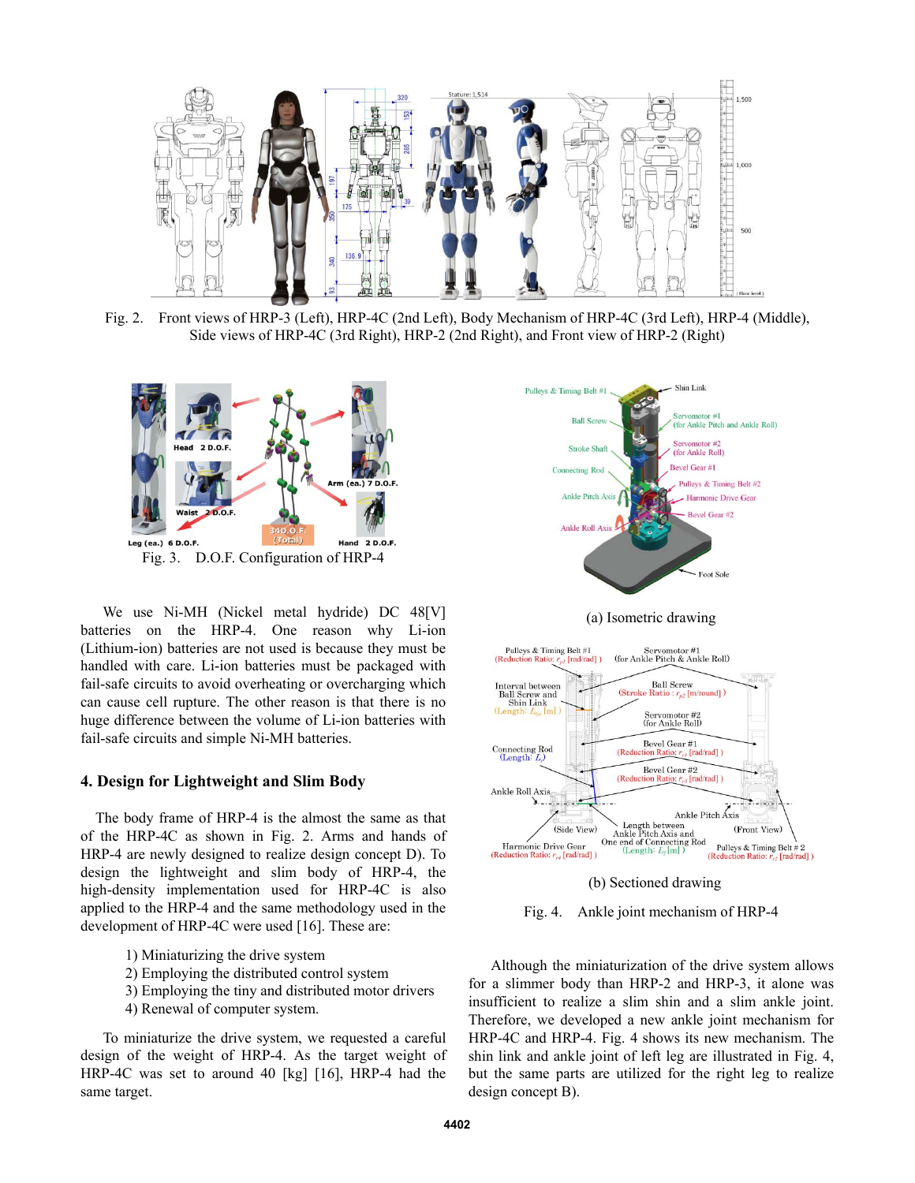Fig. 2. Front views of HRP-3 (Left), HRP-4C (2nd Left), Body Mechanism of HRP-4C (3rd Left), HRP-4 (Middle), Side views of HRP-4C (3rd Right), HRP-2 (2nd Right), and Front view of HRP-2 (Right)

Fig. 3. D.O.F. Configuration of HRP-4

We use Ni-MH (Nickel metal hydride) DC 48[V] batteries on the HRP-4. One reason why Li-ion (Lithium-ion) batteries are not used is because they must be handled with care. Li-ion batteries must be packaged with fail-safe circuits to avoid overheating or overcharging which can cause cell rupture. The other reason is that there is no huge difference between the volume of Li-ion batteries with fail-safe circuits and simple Ni-MH batteries.

## 4. Design for Lightweight and Slim Body

The body frame of HRP-4 is the almost the same as that of the HRP-4C as shown in Fig. 2. Arms and hands of HRP-4 are newly designed to realize design concept D). To design the lightweight and slim body of HRP-4, the high-density implementation used for HRP-4C is also applied to the HRP-4 and the same methodology used in the development of HRP-4C were used [16]. These are:

1) Miniaturizing the drive system
2) Employing the distributed control system
3) Employing the tiny and distributed motor drivers
4) Renewal of computer system.

To miniaturize the drive system, we requested a careful design of the weight of HRP-4. As the target weight of HRP-4C was set to around 40 [kg] [16], HRP-4 had the same target.

(a) Isometric drawing

(b) Sectioned drawing

Fig. 4. Ankle joint mechanism of HRP-4

Although the miniaturization of the drive system allows for a slimmer body than HRP-2 and HRP-3, it alone was insufficient to realize a slim shin and a slim ankle joint. Therefore, we developed a new ankle joint mechanism for HRP-4C and HRP-4. Fig. 4 shows its new mechanism. The shin link and ankle joint of left leg are illustrated in Fig. 4, but the same parts are utilized for the right leg to realize design concept B).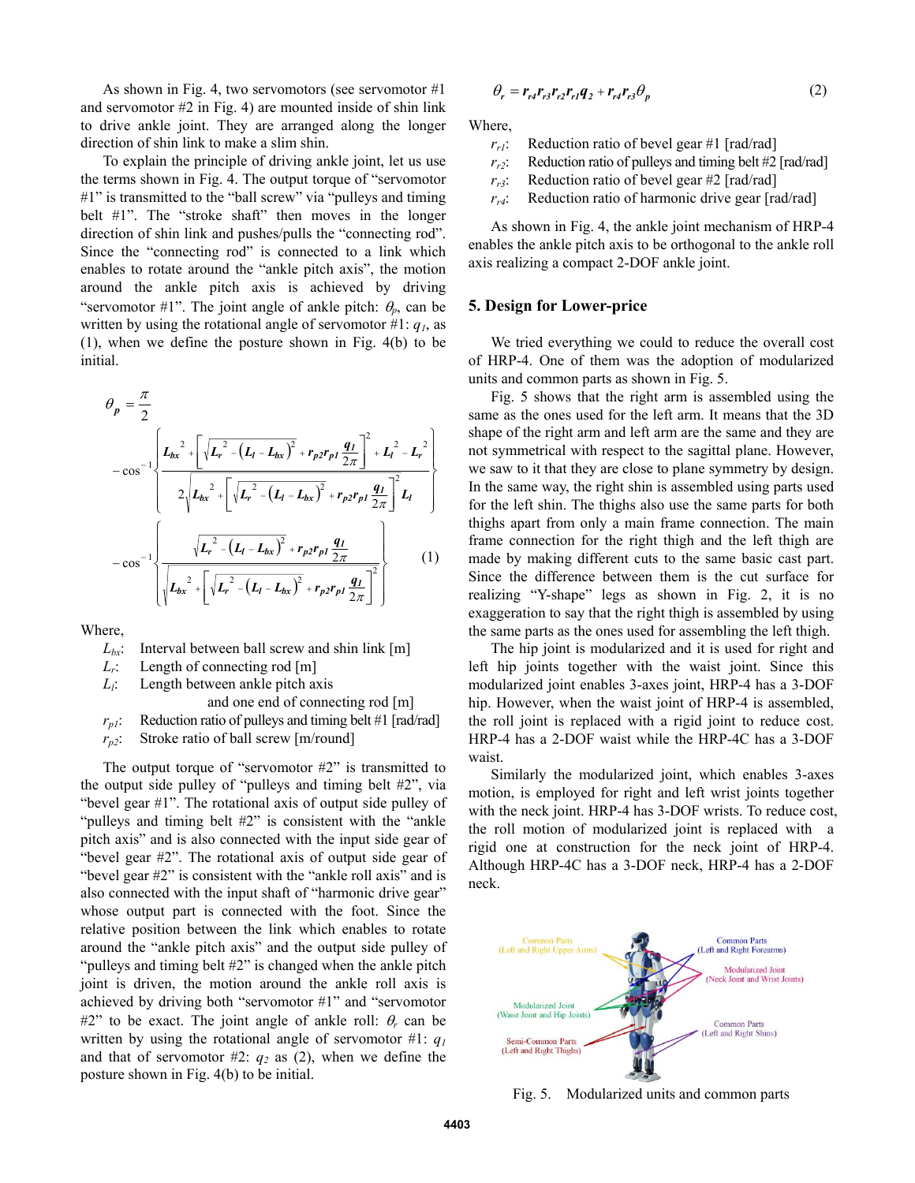As shown in Fig. 4, two servomotors (see servomotor #1 and servomotor #2 in Fig. 4) are mounted inside of shin link to drive ankle joint. They are arranged along the longer direction of shin link to make a slim shin.

To explain the principle of driving ankle joint, let us use the terms shown in Fig. 4. The output torque of "servomotor #1" is transmitted to the "ball screw" via "pulleys and timing belt #1". The "stroke shaft" then moves in the longer direction of shin link and pushes/pulls the "connecting rod". Since the "connecting rod" is connected to a link which enables to rotate around the "ankle pitch axis", the motion around the ankle pitch axis is achieved by driving "servomotor #1". The joint angle of ankle pitch: $\theta_p$, can be written by using the rotational angle of servomotor #1: $q_1$, as (1), when we define the posture shown in Fig. 4(b) to be initial.

$$\theta_p = \frac{\pi}{2} - \cos^{-1}\left\{ \frac{L_{bx}^{\ 2} + \left[\sqrt{L_r^{\ 2} - \left(L_l - L_{bx}\right)^2} + r_{p2} r_{p1} \frac{q_1}{2\pi}\right]^2 + L_l^{\ 2} - L_r^{\ 2}}{2\sqrt{L_{bx}^{\ 2} + \left[\sqrt{L_r^{\ 2} - \left(L_l - L_{bx}\right)^2} + r_{p2} r_{p1} \frac{q_1}{2\pi}\right]^2} L_l} \right\} - \cos^{-1}\left\{ \frac{\sqrt{L_r^{\ 2} - \left(L_l - L_{bx}\right)^2} + r_{p2} r_{p1} \frac{q_1}{2\pi}}{\sqrt{L_{bx}^{\ 2} + \left[\sqrt{L_r^{\ 2} - \left(L_l - L_{bx}\right)^2} + r_{p2} r_{p1} \frac{q_1}{2\pi}\right]^2}} \right\} \quad (1)$$

Where,

- $L_{bx}$: Interval between ball screw and shin link [m]
- $L_r$: Length of connecting rod [m]
- $L_l$: Length between ankle pitch axis and one end of connecting rod [m]
- $r_{p1}$: Reduction ratio of pulleys and timing belt #1 [rad/rad]
- $r_{p2}$: Stroke ratio of ball screw [m/round]

The output torque of "servomotor #2" is transmitted to the output side pulley of "pulleys and timing belt #2", via "bevel gear #1". The rotational axis of output side pulley of "pulleys and timing belt #2" is consistent with the "ankle pitch axis" and is also connected with the input side gear of "bevel gear #2". The rotational axis of output side gear of "bevel gear #2" is consistent with the "ankle roll axis" and is also connected with the input shaft of "harmonic drive gear" whose output part is connected with the foot. Since the relative position between the link which enables to rotate around the "ankle pitch axis" and the output side pulley of "pulleys and timing belt #2" is changed when the ankle pitch joint is driven, the motion around the ankle roll axis is achieved by driving both "servomotor #1" and "servomotor #2" to be exact. The joint angle of ankle roll: $\theta_r$ can be written by using the rotational angle of servomotor #1: $q_1$ and that of servomotor #2: $q_2$ as (2), when we define the posture shown in Fig. 4(b) to be initial.

$$\theta_r = r_{r4} r_{r3} r_{r2} r_{r1} q_2 + r_{r4} r_{r3} \theta_p \quad (2)$$

Where,

- $r_{r1}$: Reduction ratio of bevel gear #1 [rad/rad]
- $r_{r2}$: Reduction ratio of pulleys and timing belt #2 [rad/rad]
- $r_{r3}$: Reduction ratio of bevel gear #2 [rad/rad]
- $r_{r4}$: Reduction ratio of harmonic drive gear [rad/rad]

As shown in Fig. 4, the ankle joint mechanism of HRP-4 enables the ankle pitch axis to be orthogonal to the ankle roll axis realizing a compact 2-DOF ankle joint.

## 5. Design for Lower-price

We tried everything we could to reduce the overall cost of HRP-4. One of them was the adoption of modularized units and common parts as shown in Fig. 5.

Fig. 5 shows that the right arm is assembled using the same as the ones used for the left arm. It means that the 3D shape of the right arm and left arm are the same and they are not symmetrical with respect to the sagittal plane. However, we saw to it that they are close to plane symmetry by design. In the same way, the right shin is assembled using parts used for the left shin. The thighs also use the same parts for both thighs apart from only a main frame connection. The main frame connection for the right thigh and the left thigh are made by making different cuts to the same basic cast part. Since the difference between them is the cut surface for realizing "Y-shape" legs as shown in Fig. 2, it is no exaggeration to say that the right thigh is assembled by using the same parts as the ones used for assembling the left thigh.

The hip joint is modularized and it is used for right and left hip joints together with the waist joint. Since this modularized joint enables 3-axes joint, HRP-4 has a 3-DOF hip. However, when the waist joint of HRP-4 is assembled, the roll joint is replaced with a rigid joint to reduce cost. HRP-4 has a 2-DOF waist while the HRP-4C has a 3-DOF waist.

Similarly the modularized joint, which enables 3-axes motion, is employed for right and left wrist joints together with the neck joint. HRP-4 has 3-DOF wrists. To reduce cost, the roll motion of modularized joint is replaced with a rigid one at construction for the neck joint of HRP-4. Although HRP-4C has a 3-DOF neck, HRP-4 has a 2-DOF neck.

Fig. 5. Modularized units and common parts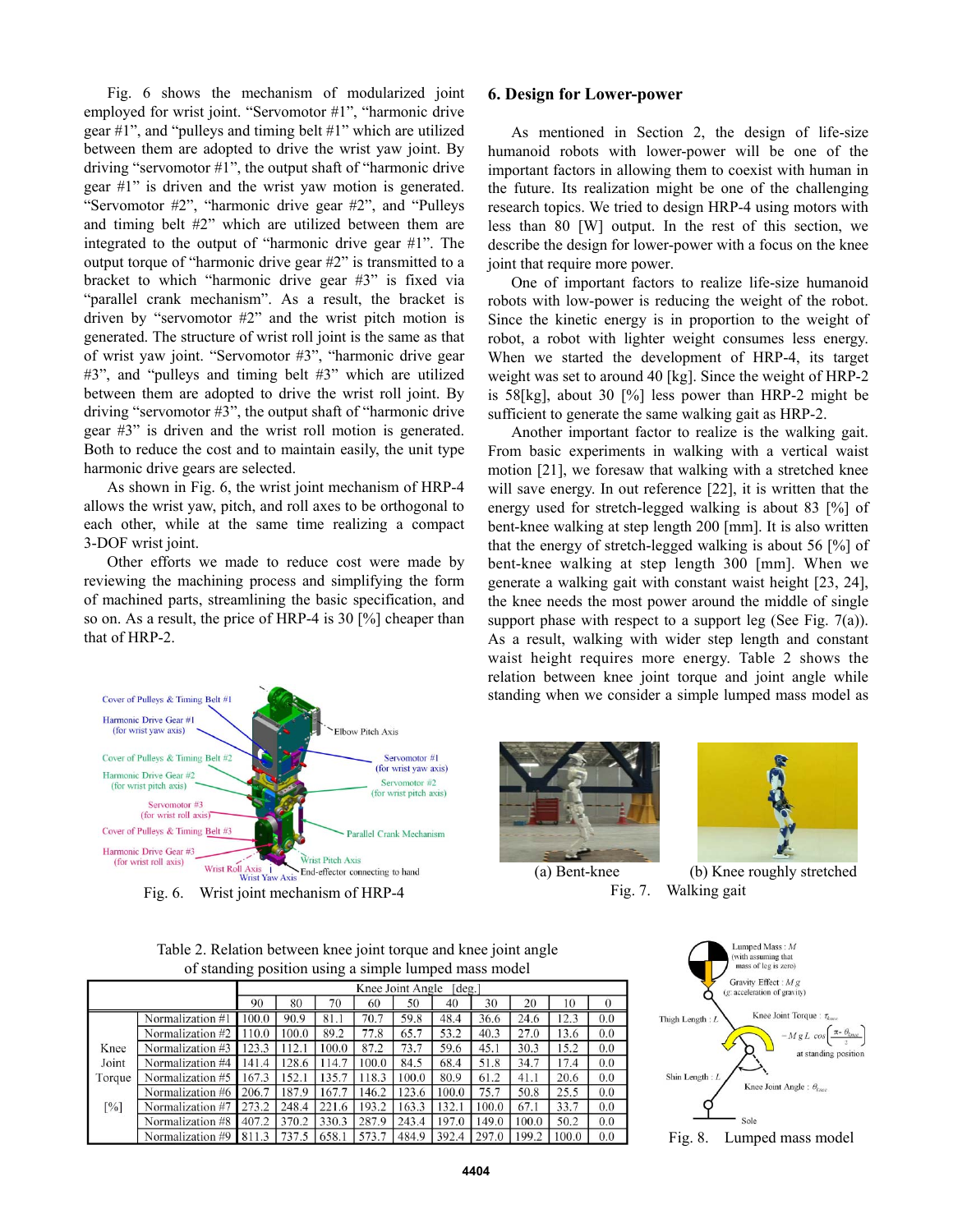Fig. 6 shows the mechanism of modularized joint employed for wrist joint. "Servomotor #1", "harmonic drive gear #1", and "pulleys and timing belt #1" which are utilized between them are adopted to drive the wrist yaw joint. By driving "servomotor #1", the output shaft of "harmonic drive gear #1" is driven and the wrist yaw motion is generated. "Servomotor #2", "harmonic drive gear #2", and "Pulleys and timing belt #2" which are utilized between them are integrated to the output of "harmonic drive gear #1". The output torque of "harmonic drive gear #2" is transmitted to a bracket to which "harmonic drive gear #3" is fixed via "parallel crank mechanism". As a result, the bracket is driven by "servomotor #2" and the wrist pitch motion is generated. The structure of wrist roll joint is the same as that of wrist yaw joint. "Servomotor #3", "harmonic drive gear #3", and "pulleys and timing belt #3" which are utilized between them are adopted to drive the wrist roll joint. By driving "servomotor #3", the output shaft of "harmonic drive gear #3" is driven and the wrist roll motion is generated. Both to reduce the cost and to maintain easily, the unit type harmonic drive gears are selected.

As shown in Fig. 6, the wrist joint mechanism of HRP-4 allows the wrist yaw, pitch, and roll axes to be orthogonal to each other, while at the same time realizing a compact 3-DOF wrist joint.

Other efforts we made to reduce cost were made by reviewing the machining process and simplifying the form of machined parts, streamlining the basic specification, and so on. As a result, the price of HRP-4 is 30 [%] cheaper than that of HRP-2.

Fig. 6. Wrist joint mechanism of HRP-4

## 6. Design for Lower-power

As mentioned in Section 2, the design of life-size humanoid robots with lower-power will be one of the important factors in allowing them to coexist with human in the future. Its realization might be one of the challenging research topics. We tried to design HRP-4 using motors with less than 80 [W] output. In the rest of this section, we describe the design for lower-power with a focus on the knee joint that require more power.

One of important factors to realize life-size humanoid robots with low-power is reducing the weight of the robot. Since the kinetic energy is in proportion to the weight of robot, a robot with lighter weight consumes less energy. When we started the development of HRP-4, its target weight was set to around 40 [kg]. Since the weight of HRP-2 is 58[kg], about 30 [%] less power than HRP-2 might be sufficient to generate the same walking gait as HRP-2.

Another important factor to realize is the walking gait. From basic experiments in walking with a vertical waist motion [21], we foresaw that walking with a stretched knee will save energy. In out reference [22], it is written that the energy used for stretch-legged walking is about 83 [%] of bent-knee walking at step length 200 [mm]. It is also written that the energy of stretch-legged walking is about 56 [%] of bent-knee walking at step length 300 [mm]. When we generate a walking gait with constant waist height [23, 24], the knee needs the most power around the middle of single support phase with respect to a support leg (See Fig. 7(a)). As a result, walking with wider step length and constant waist height requires more energy. Table 2 shows the relation between knee joint torque and joint angle while standing when we consider a simple lumped mass model as

(a) Bent-knee (b) Knee roughly stretched

Fig. 7. Walking gait

Table 2. Relation between knee joint torque and knee joint angle of standing position using a simple lumped mass model

| | | Knee Joint Angle [deg.] | | | | | | | | | |
|---|---|---|---|---|---|---|---|---|---|---|---|
| | | 90 | 80 | 70 | 60 | 50 | 40 | 30 | 20 | 10 | 0 |
| Knee Joint Torque [%] | Normalization #1 | 100.0 | 90.9 | 81.1 | 70.7 | 59.8 | 48.4 | 36.6 | 24.6 | 12.3 | 0.0 |
| | Normalization #2 | 110.0 | 100.0 | 89.2 | 77.8 | 65.7 | 53.2 | 40.3 | 27.0 | 13.6 | 0.0 |
| | Normalization #3 | 123.3 | 112.1 | 100.0 | 87.2 | 73.7 | 59.6 | 45.1 | 30.3 | 15.2 | 0.0 |
| | Normalization #4 | 141.4 | 128.6 | 114.7 | 100.0 | 84.5 | 68.4 | 51.8 | 34.7 | 17.4 | 0.0 |
| | Normalization #5 | 167.3 | 152.1 | 135.7 | 118.3 | 100.0 | 80.9 | 61.2 | 41.1 | 20.6 | 0.0 |
| | Normalization #6 | 206.7 | 187.9 | 167.7 | 146.2 | 123.6 | 100.0 | 75.7 | 50.8 | 25.5 | 0.0 |
| | Normalization #7 | 273.2 | 248.4 | 221.6 | 193.2 | 163.3 | 132.1 | 100.0 | 67.1 | 33.7 | 0.0 |
| | Normalization #8 | 407.2 | 370.2 | 330.3 | 287.9 | 243.4 | 197.0 | 149.0 | 100.0 | 50.2 | 0.0 |
| | Normalization #9 | 811.3 | 737.5 | 658.1 | 573.7 | 484.9 | 392.4 | 297.0 | 199.2 | 100.0 | 0.0 |

Fig. 8. Lumped mass model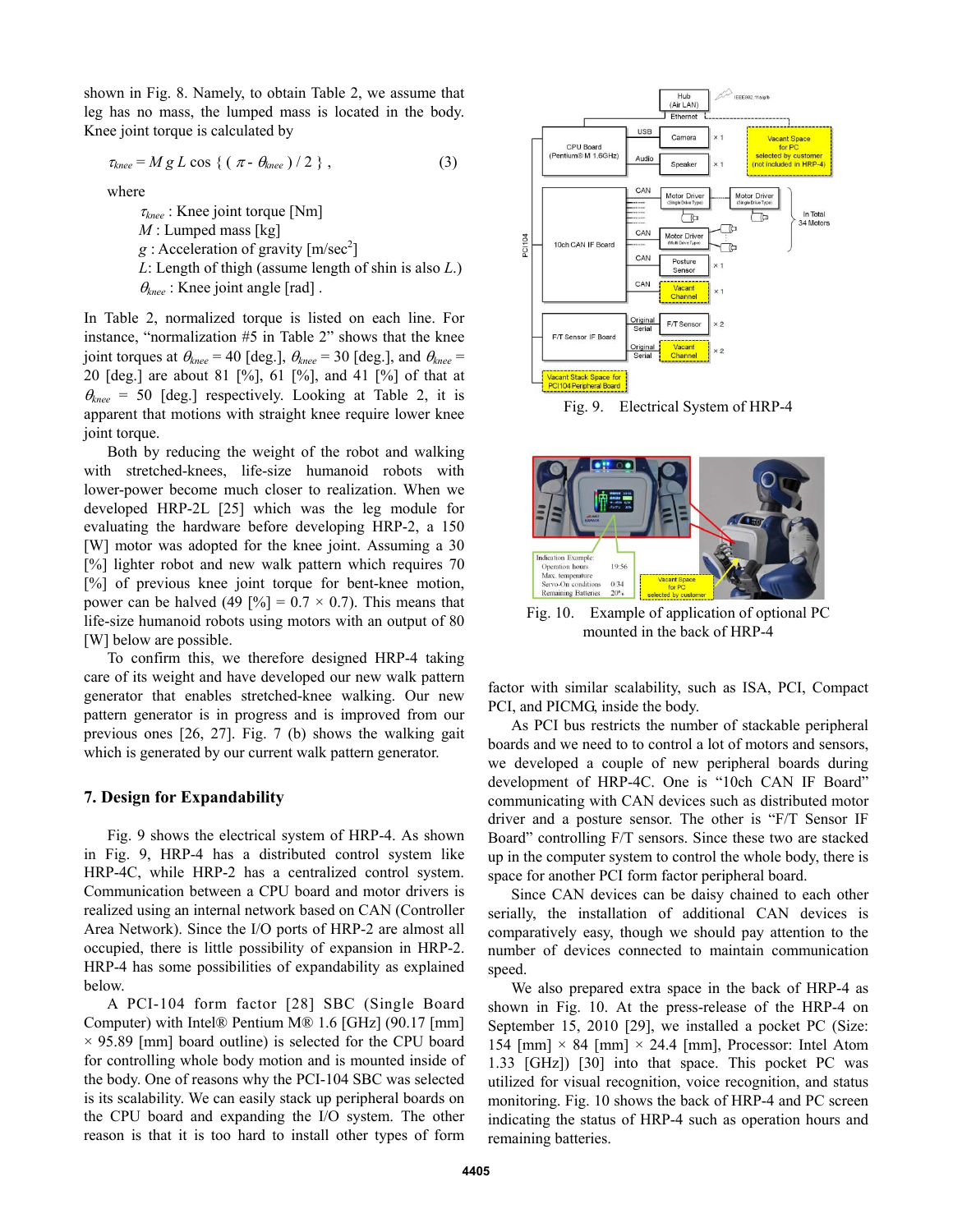shown in Fig. 8. Namely, to obtain Table 2, we assume that leg has no mass, the lumped mass is located in the body. Knee joint torque is calculated by

$$\tau_{knee} = M\,g\,L \cos\{\,(\,\pi - \theta_{knee}\,)\,/\,2\,\}\,, \qquad (3)$$

where

- $\tau_{knee}$ : Knee joint torque [Nm]
- $M$ : Lumped mass [kg]
- $g$ : Acceleration of gravity [m/sec$^2$]
- $L$: Length of thigh (assume length of shin is also $L$.)
- $\theta_{knee}$ : Knee joint angle [rad] .

In Table 2, normalized torque is listed on each line. For instance, "normalization #5 in Table 2" shows that the knee joint torques at $\theta_{knee}$ = 40 [deg.], $\theta_{knee}$ = 30 [deg.], and $\theta_{knee}$ = 20 [deg.] are about 81 [%], 61 [%], and 41 [%] of that at $\theta_{knee}$ = 50 [deg.] respectively. Looking at Table 2, it is apparent that motions with straight knee require lower knee joint torque.

Both by reducing the weight of the robot and walking with stretched-knees, life-size humanoid robots with lower-power become much closer to realization. When we developed HRP-2L [25] which was the leg module for evaluating the hardware before developing HRP-2, a 150 [W] motor was adopted for the knee joint. Assuming a 30 [%] lighter robot and new walk pattern which requires 70 [%] of previous knee joint torque for bent-knee motion, power can be halved (49 [%] = 0.7 × 0.7). This means that life-size humanoid robots using motors with an output of 80 [W] below are possible.

To confirm this, we therefore designed HRP-4 taking care of its weight and have developed our new walk pattern generator that enables stretched-knee walking. Our new pattern generator is in progress and is improved from our previous ones [26, 27]. Fig. 7 (b) shows the walking gait which is generated by our current walk pattern generator.

## 7. Design for Expandability

Fig. 9 shows the electrical system of HRP-4. As shown in Fig. 9, HRP-4 has a distributed control system like HRP-4C, while HRP-2 has a centralized control system. Communication between a CPU board and motor drivers is realized using an internal network based on CAN (Controller Area Network). Since the I/O ports of HRP-2 are almost all occupied, there is little possibility of expansion in HRP-2. HRP-4 has some possibilities of expandability as explained below.

A PCI-104 form factor [28] SBC (Single Board Computer) with Intel® Pentium M® 1.6 [GHz] (90.17 [mm] × 95.89 [mm] board outline) is selected for the CPU board for controlling whole body motion and is mounted inside of the body. One of reasons why the PCI-104 SBC was selected is its scalability. We can easily stack up peripheral boards on the CPU board and expanding the I/O system. The other reason is that it is too hard to install other types of form factor with similar scalability, such as ISA, PCI, Compact PCI, and PICMG, inside the body.

Fig. 9. Electrical System of HRP-4

Fig. 10. Example of application of optional PC mounted in the back of HRP-4

As PCI bus restricts the number of stackable peripheral boards and we need to to control a lot of motors and sensors, we developed a couple of new peripheral boards during development of HRP-4C. One is "10ch CAN IF Board" communicating with CAN devices such as distributed motor driver and a posture sensor. The other is "F/T Sensor IF Board" controlling F/T sensors. Since these two are stacked up in the computer system to control the whole body, there is space for another PCI form factor peripheral board.

Since CAN devices can be daisy chained to each other serially, the installation of additional CAN devices is comparatively easy, though we should pay attention to the number of devices connected to maintain communication speed.

We also prepared extra space in the back of HRP-4 as shown in Fig. 10. At the press-release of the HRP-4 on September 15, 2010 [29], we installed a pocket PC (Size: 154 [mm] × 84 [mm] × 24.4 [mm], Processor: Intel Atom 1.33 [GHz]) [30] into that space. This pocket PC was utilized for visual recognition, voice recognition, and status monitoring. Fig. 10 shows the back of HRP-4 and PC screen indicating the status of HRP-4 such as operation hours and remaining batteries.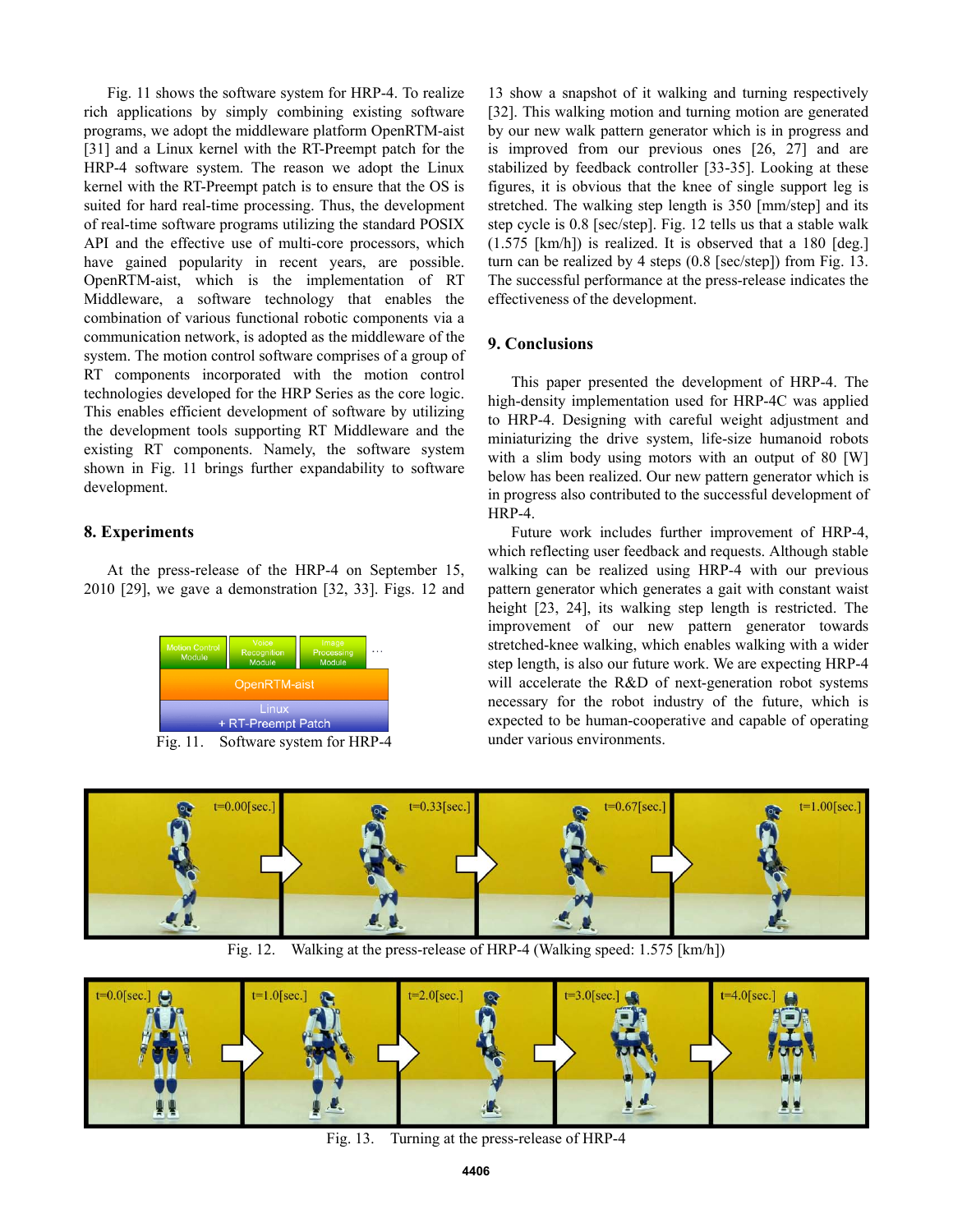Fig. 11 shows the software system for HRP-4. To realize rich applications by simply combining existing software programs, we adopt the middleware platform OpenRTM-aist [31] and a Linux kernel with the RT-Preempt patch for the HRP-4 software system. The reason we adopt the Linux kernel with the RT-Preempt patch is to ensure that the OS is suited for hard real-time processing. Thus, the development of real-time software programs utilizing the standard POSIX API and the effective use of multi-core processors, which have gained popularity in recent years, are possible. OpenRTM-aist, which is the implementation of RT Middleware, a software technology that enables the combination of various functional robotic components via a communication network, is adopted as the middleware of the system. The motion control software comprises of a group of RT components incorporated with the motion control technologies developed for the HRP Series as the core logic. This enables efficient development of software by utilizing the development tools supporting RT Middleware and the existing RT components. Namely, the software system shown in Fig. 11 brings further expandability to software development.

## 8. Experiments

At the press-release of the HRP-4 on September 15, 2010 [29], we gave a demonstration [32, 33]. Figs. 12 and 13 show a snapshot of it walking and turning respectively [32]. This walking motion and turning motion are generated by our new walk pattern generator which is in progress and is improved from our previous ones [26, 27] and are stabilized by feedback controller [33-35]. Looking at these figures, it is obvious that the knee of single support leg is stretched. The walking step length is 350 [mm/step] and its step cycle is 0.8 [sec/step]. Fig. 12 tells us that a stable walk (1.575 [km/h]) is realized. It is observed that a 180 [deg.] turn can be realized by 4 steps (0.8 [sec/step]) from Fig. 13. The successful performance at the press-release indicates the effectiveness of the development.

| Motion Control Module | Voice Recognition Module | Image Processing Module | … |
|---|---|---|---|
| OpenRTM-aist | | | |
| Linux + RT-Preempt Patch | | | |

Fig. 11. Software system for HRP-4

## 9. Conclusions

This paper presented the development of HRP-4. The high-density implementation used for HRP-4C was applied to HRP-4. Designing with careful weight adjustment and miniaturizing the drive system, life-size humanoid robots with a slim body using motors with an output of 80 [W] below has been realized. Our new pattern generator which is in progress also contributed to the successful development of HRP-4.

Future work includes further improvement of HRP-4, which reflecting user feedback and requests. Although stable walking can be realized using HRP-4 with our previous pattern generator which generates a gait with constant waist height [23, 24], its walking step length is restricted. The improvement of our new pattern generator towards stretched-knee walking, which enables walking with a wider step length, is also our future work. We are expecting HRP-4 will accelerate the R&D of next-generation robot systems necessary for the robot industry of the future, which is expected to be human-cooperative and capable of operating under various environments.

t=0.00[sec.] t=0.33[sec.] t=0.67[sec.] t=1.00[sec.]

Fig. 12. Walking at the press-release of HRP-4 (Walking speed: 1.575 [km/h])

t=0.0[sec.] t=1.0[sec.] t=2.0[sec.] t=3.0[sec.] t=4.0[sec.]

Fig. 13. Turning at the press-release of HRP-4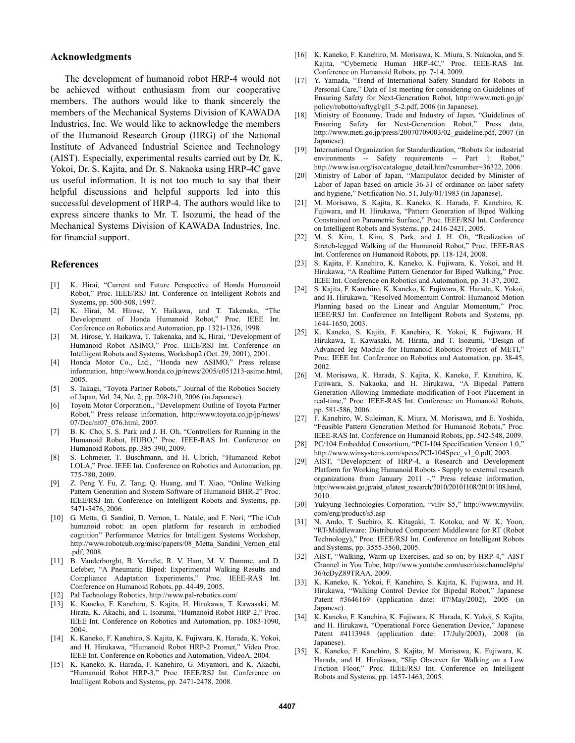## Acknowledgments

The development of humanoid robot HRP-4 would not be achieved without enthusiasm from our cooperative members. The authors would like to thank sincerely the members of the Mechanical Systems Division of KAWADA Industries, Inc. We would like to acknowledge the members of the Humanoid Research Group (HRG) of the National Institute of Advanced Industrial Science and Technology (AIST). Especially, experimental results carried out by Dr. K. Yokoi, Dr. S. Kajita, and Dr. S. Nakaoka using HRP-4C gave us useful information. It is not too much to say that their helpful discussions and helpful supports led into this successful development of HRP-4. The authors would like to express sincere thanks to Mr. T. Isozumi, the head of the Mechanical Systems Division of KAWADA Industries, Inc. for financial support.

## References

[1] K. Hirai, "Current and Future Perspective of Honda Humanoid Robot," Proc. IEEE/RSJ Int. Conference on Intelligent Robots and Systems, pp. 500-508, 1997.

[2] K. Hirai, M. Hirose, Y. Haikawa, and T. Takenaka, "The Development of Honda Humanoid Robot," Proc. IEEE Int. Conference on Robotics and Automation, pp. 1321-1326, 1998.

[3] M. Hirose, Y. Haikawa, T. Takenaka, and K, Hirai, "Development of Humanoid Robot ASIMO," Proc. IEEE/RSJ Int. Conference on Intelligent Robots and Systems, Workshop2 (Oct. 29, 2001), 2001.

[4] Honda Motor Co., Ltd., "Honda new ASIMO," Press release information, http://www.honda.co.jp/news/2005/c051213-asimo.html, 2005.

[5] S. Takagi, "Toyota Partner Robots," Journal of the Robotics Society of Japan, Vol. 24, No. 2, pp. 208-210, 2006 (in Japanese).

[6] Toyota Motor Corporation., "Development Outline of Toyota Partner Robot," Press release information, http://www.toyota.co.jp/jp/news/07/Dec/nt07_076.html, 2007.

[7] B. K. Cho, S. S. Park and J. H. Oh, "Controllers for Running in the Humanoid Robot, HUBO," Proc. IEEE-RAS Int. Conference on Humanoid Robots, pp. 385-390, 2009.

[8] S. Lohmeier, T. Buschmann, and H. Ulbrich, "Humanoid Robot LOLA," Proc. IEEE Int. Conference on Robotics and Automation, pp. 775-780, 2009.

[9] Z. Peng Y. Fu, Z. Tang, Q. Huang, and T. Xiao, "Online Walking Pattern Generation and System Software of Humanoid BHR-2" Proc. IEEE/RSJ Int. Conference on Intelligent Robots and Systems, pp. 5471-5476, 2006.

[10] G. Metta, G. Sandini, D. Vernon, L. Natale, and F. Nori, "The iCub humanoid robot: an open platform for research in embodied cognition" Performance Metrics for Intelligent Systems Workshop, http://www.robotcub.org/misc/papers/08_Metta_Sandini_Vernon_etal.pdf, 2008.

[11] B. Vanderborght, B. Vorrelst, R. V. Ham, M. V. Damme, and D. Lefeber, "A Pneumatic Biped: Experimental Walking Results and Compliance Adaptation Experiments," Proc. IEEE-RAS Int. Conference on Humanoid Robots, pp. 44-49, 2005.

[12] Pal Technology Robotics, http://www.pal-robotics.com/

[13] K. Kaneko, F. Kanehiro, S. Kajita, H. Hirukawa, T. Kawasaki, M. Hirata, K. Akachi, and T. Isozumi, "Humanoid Robot HRP-2," Proc. IEEE Int. Conference on Robotics and Automation, pp. 1083-1090, 2004.

[14] K. Kaneko, F. Kanehiro, S. Kajita, K. Fujiwara, K. Harada, K. Yokoi, and H. Hirukawa, "Humanoid Robot HRP-2 Promet," Video Proc. IEEE Int. Conference on Robotics and Automation, VideoA, 2004.

[15] K. Kaneko, K. Harada, F. Kanehiro, G. Miyamori, and K. Akachi, "Humanoid Robot HRP-3," Proc. IEEE/RSJ Int. Conference on Intelligent Robots and Systems, pp. 2471-2478, 2008.

[16] K. Kaneko, F. Kanehiro, M. Morisawa, K. Miura, S. Nakaoka, and S. Kajita, "Cybernetic Human HRP-4C," Proc. IEEE-RAS Int. Conference on Humanoid Robots, pp. 7-14, 2009.

[17] Y. Yamada, "Trend of International Safety Standard for Robots in Personal Care," Data of 1st meeting for considering on Guidelines of Ensuring Safety for Next-Generation Robot, http://www.meti.go.jp/policy/robotto/saftygl/gl1_5-2.pdf, 2006 (in Japanese).

[18] Ministry of Economy, Trade and Industry of Japan, "Guidelines of Ensuring Safety for Next-Generation Robot," Press data, http://www.meti.go.jp/press/20070709003/02_guideline.pdf, 2007 (in Japanese).

[19] International Organization for Standardization, "Robots for industrial environments -- Safety requirements -- Part 1: Robot," http://www.iso.org/iso/catalogue_detail.htm?csnumber=36322, 2006.

[20] Ministry of Labor of Japan, "Manipulator decided by Minister of Labor of Japan based on article 36-31 of ordinance on labor safety and hygiene," Notification No. 51, July/01/1983 (in Japanese).

[21] M. Morisawa, S. Kajita, K. Kaneko, K. Harada, F. Kanehiro, K. Fujiwara, and H. Hirukawa, "Pattern Generation of Biped Walking Constrained on Parametric Surface," Proc. IEEE/RSJ Int. Conference on Intelligent Robots and Systems, pp. 2416-2421, 2005.

[22] M. S. Kim, I. Kim, S. Park, and J. H. Oh, "Realization of Stretch-legged Walking of the Humanoid Robot," Proc. IEEE-RAS Int. Conference on Humanoid Robots, pp. 118-124, 2008.

[23] S. Kajita, F. Kanehiro, K. Kaneko, K. Fujiwara, K. Yokoi, and H. Hirukawa, "A Realtime Pattern Generator for Biped Walking," Proc. IEEE Int. Conference on Robotics and Automation, pp. 31-37, 2002.

[24] S. Kajita, F. Kanehiro, K. Kaneko, K. Fujiwara, K. Harada, K. Yokoi, and H. Hirukawa, "Resolved Momentum Control: Humanoid Motion Planning based on the Linear and Angular Momentum," Proc. IEEE/RSJ Int. Conference on Intelligent Robots and Systems, pp. 1644-1650, 2003.

[25] K. Kaneko, S. Kajita, F. Kanehiro, K. Yokoi, K. Fujiwara, H. Hirukawa, T. Kawasaki, M. Hirata, and T. Isozumi, "Design of Advanced leg Module for Humanoid Robotics Project of METI," Proc. IEEE Int. Conference on Robotics and Automation, pp. 38-45, 2002.

[26] M. Morisawa, K. Harada, S. Kajita, K. Kaneko, F. Kanehiro, K. Fujiwara, S. Nakaoka, and H. Hirukawa, "A Bipedal Pattern Generation Allowing Immediate modification of Foot Placement in real-time," Proc. IEEE-RAS Int. Conference on Humanoid Robots, pp. 581-586, 2006.

[27] F. Kanehiro, W. Suleiman, K. Miura, M. Morisawa, and E. Yoshida, "Feasible Pattern Generation Method for Humanoid Robots," Proc. IEEE-RAS Int. Conference on Humanoid Robots, pp. 542-548, 2009.

[28] PC/104 Embedded Consortium, "PCI-104 Specification Version 1.0," http://www.winsystems.com/specs/PCI-104Spec_v1_0.pdf, 2003.

[29] AIST, "Development of HRP-4, a Research and Development Platform for Working Humanoid Robots - Supply to external research organizations from January 2011 -," Press release information, http://www.aist.go.jp/aist_e/latest_research/2010/20101108/20101108.html, 2010.

[30] Yukyung Technologies Corporation, "viliv S5," http://www.myviliv.com/eng/product/s5.asp

[31] N. Ando, T. Suehiro, K. Kitagaki, T. Kotoku, and W. K, Yoon, "RT-Middleware: Distributed Component Middleware for RT (Robot Technology)," Proc. IEEE/RSJ Int. Conference on Intelligent Robots and Systems, pp. 3555-3560, 2005.

[32] AIST, "Walking, Warm-up Exercises, and so on, by HRP-4," AIST Channel in You Tube, http://www.youtube.com/user/aistchannel#p/u/36/tcDyZ89TRAA, 2009.

[33] K. Kaneko, K. Yokoi, F. Kanehiro, S. Kajita, K. Fujiwara, and H. Hirukawa, "Walking Control Device for Bipedal Robot," Japanese Patent #3646169 (application date: 07/May/2002), 2005 (in Japanese).

[34] K. Kaneko, F. Kanehiro, K. Fujiwara, K. Harada, K. Yokoi, S. Kajita, and H. Hirukawa, "Operational Force Generation Device," Japanese Patent #4113948 (application date: 17/July/2003), 2008 (in Japanese).

[35] K. Kaneko, F. Kanehiro, S. Kajita, M. Morisawa, K. Fujiwara, K. Harada, and H. Hirukawa, "Slip Observer for Walking on a Low Friction Floor," Proc. IEEE/RSJ Int. Conference on Intelligent Robots and Systems, pp. 1457-1463, 2005.